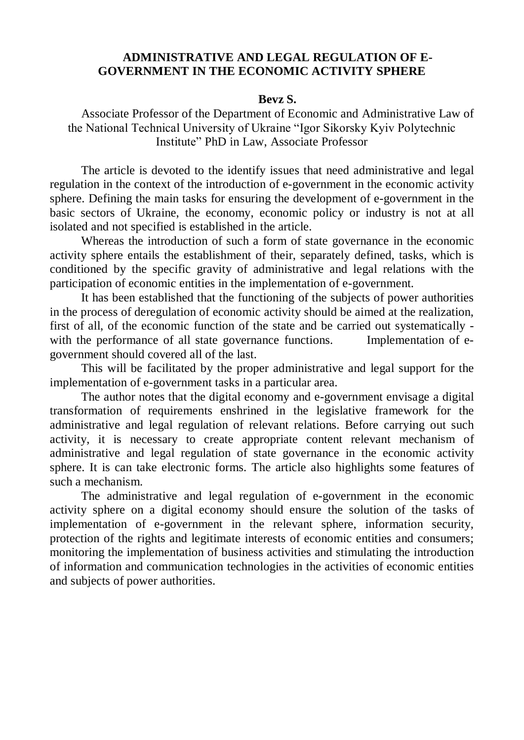# ADMINISTRATIVE AND LEGAL REGULATION OF E-GOVERNMENT IN THE ECONOMIC ACTIVITY SPHERE

**Bevz S.**

Associate Professor of the Department of Economic and Administrative Law of the National Technical University of Ukraine "Igor Sikorsky Kyiv Polytechnic Institute" PhD in Law, Associate Professor

The article is devoted to the identify issues that need administrative and legal regulation in the context of the introduction of e-government in the economic activity sphere. Defining the main tasks for ensuring the development of e-government in the basic sectors of Ukraine, the economy, economic policy or industry is not at all isolated and not specified is established in the article.

Whereas the introduction of such a form of state governance in the economic activity sphere entails the establishment of their, separately defined, tasks, which is conditioned by the specific gravity of administrative and legal relations with the participation of economic entities in the implementation of e-government.

It has been established that the functioning of the subjects of power authorities in the process of deregulation of economic activity should be aimed at the realization, first of all, of the economic function of the state and be carried out systematically - with the performance of all state governance functions. Implementation of e-government should covered all of the last.

This will be facilitated by the proper administrative and legal support for the implementation of e-government tasks in a particular area.

The author notes that the digital economy and e-government envisage a digital transformation of requirements enshrined in the legislative framework for the administrative and legal regulation of relevant relations. Before carrying out such activity, it is necessary to create appropriate content relevant mechanism of administrative and legal regulation of state governance in the economic activity sphere. It is can take electronic forms. The article also highlights some features of such a mechanism.

The administrative and legal regulation of e-government in the economic activity sphere on a digital economy should ensure the solution of the tasks of implementation of e-government in the relevant sphere, information security, protection of the rights and legitimate interests of economic entities and consumers; monitoring the implementation of business activities and stimulating the introduction of information and communication technologies in the activities of economic entities and subjects of power authorities.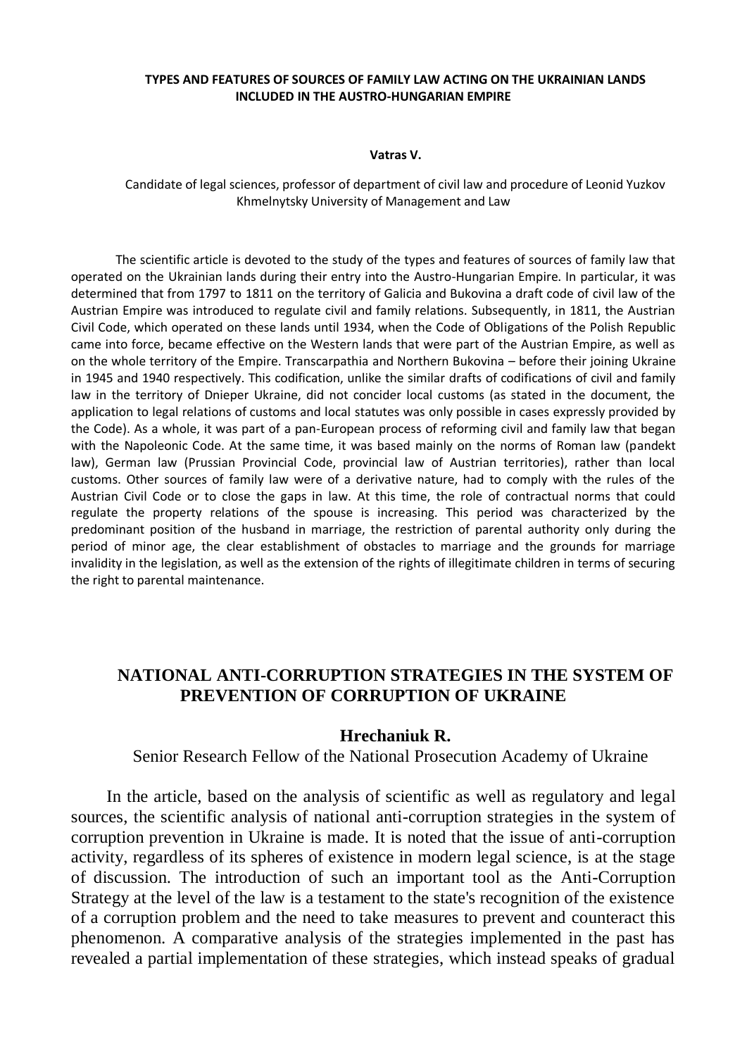### TYPES AND FEATURES OF SOURCES OF FAMILY LAW ACTING ON THE UKRAINIAN LANDS INCLUDED IN THE AUSTRO-HUNGARIAN EMPIRE

**Vatras V.**

Candidate of legal sciences, professor of department of civil law and procedure of Leonid Yuzkov Khmelnytsky University of Management and Law

The scientific article is devoted to the study of the types and features of sources of family law that operated on the Ukrainian lands during their entry into the Austro-Hungarian Empire. In particular, it was determined that from 1797 to 1811 on the territory of Galicia and Bukovina a draft code of civil law of the Austrian Empire was introduced to regulate civil and family relations. Subsequently, in 1811, the Austrian Civil Code, which operated on these lands until 1934, when the Code of Obligations of the Polish Republic came into force, became effective on the Western lands that were part of the Austrian Empire, as well as on the whole territory of the Empire. Transcarpathia and Northern Bukovina – before their joining Ukraine in 1945 and 1940 respectively. This codification, unlike the similar drafts of codifications of civil and family law in the territory of Dnieper Ukraine, did not concider local customs (as stated in the document, the application to legal relations of customs and local statutes was only possible in cases expressly provided by the Code). As a whole, it was part of a pan-European process of reforming civil and family law that began with the Napoleonic Code. At the same time, it was based mainly on the norms of Roman law (pandekt law), German law (Prussian Provincial Code, provincial law of Austrian territories), rather than local customs. Other sources of family law were of a derivative nature, had to comply with the rules of the Austrian Civil Code or to close the gaps in law. At this time, the role of contractual norms that could regulate the property relations of the spouse is increasing. This period was characterized by the predominant position of the husband in marriage, the restriction of parental authority only during the period of minor age, the clear establishment of obstacles to marriage and the grounds for marriage invalidity in the legislation, as well as the extension of the rights of illegitimate children in terms of securing the right to parental maintenance.

### NATIONAL ANTI-CORRUPTION STRATEGIES IN THE SYSTEM OF PREVENTION OF CORRUPTION OF UKRAINE

**Hrechaniuk R.**

Senior Research Fellow of the National Prosecution Academy of Ukraine

In the article, based on the analysis of scientific as well as regulatory and legal sources, the scientific analysis of national anti-corruption strategies in the system of corruption prevention in Ukraine is made. It is noted that the issue of anti-corruption activity, regardless of its spheres of existence in modern legal science, is at the stage of discussion. The introduction of such an important tool as the Anti-Corruption Strategy at the level of the law is a testament to the state's recognition of the existence of a corruption problem and the need to take measures to prevent and counteract this phenomenon. A comparative analysis of the strategies implemented in the past has revealed a partial implementation of these strategies, which instead speaks of gradual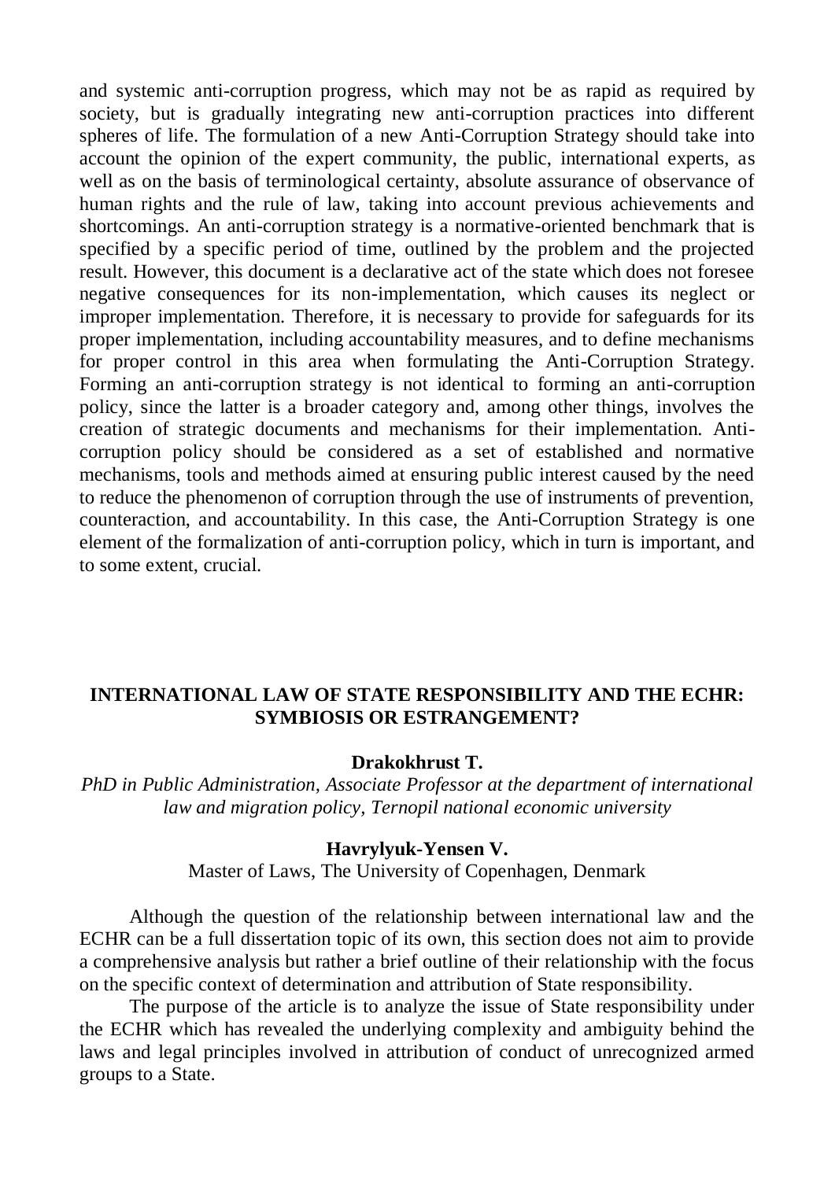and systemic anti-corruption progress, which may not be as rapid as required by society, but is gradually integrating new anti-corruption practices into different spheres of life. The formulation of a new Anti-Corruption Strategy should take into account the opinion of the expert community, the public, international experts, as well as on the basis of terminological certainty, absolute assurance of observance of human rights and the rule of law, taking into account previous achievements and shortcomings. An anti-corruption strategy is a normative-oriented benchmark that is specified by a specific period of time, outlined by the problem and the projected result. However, this document is a declarative act of the state which does not foresee negative consequences for its non-implementation, which causes its neglect or improper implementation. Therefore, it is necessary to provide for safeguards for its proper implementation, including accountability measures, and to define mechanisms for proper control in this area when formulating the Anti-Corruption Strategy. Forming an anti-corruption strategy is not identical to forming an anti-corruption policy, since the latter is a broader category and, among other things, involves the creation of strategic documents and mechanisms for their implementation. Anti-corruption policy should be considered as a set of established and normative mechanisms, tools and methods aimed at ensuring public interest caused by the need to reduce the phenomenon of corruption through the use of instruments of prevention, counteraction, and accountability. In this case, the Anti-Corruption Strategy is one element of the formalization of anti-corruption policy, which in turn is important, and to some extent, crucial.

## INTERNATIONAL LAW OF STATE RESPONSIBILITY AND THE ECHR: SYMBIOSIS OR ESTRANGEMENT?

**Drakokhrust T.**

*PhD in Public Administration, Associate Professor at the department of international law and migration policy, Ternopil national economic university*

**Havrylyuk-Yensen V.**

Master of Laws, The University of Copenhagen, Denmark

Although the question of the relationship between international law and the ECHR can be a full dissertation topic of its own, this section does not aim to provide a comprehensive analysis but rather a brief outline of their relationship with the focus on the specific context of determination and attribution of State responsibility.

The purpose of the article is to analyze the issue of State responsibility under the ECHR which has revealed the underlying complexity and ambiguity behind the laws and legal principles involved in attribution of conduct of unrecognized armed groups to a State.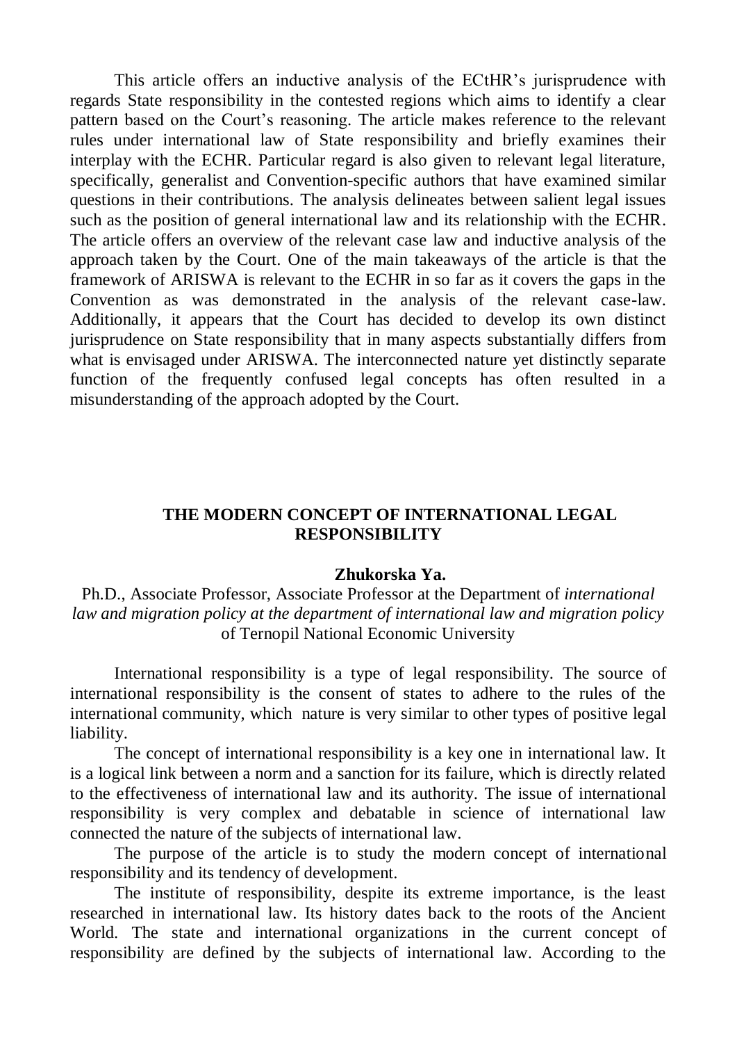This article offers an inductive analysis of the ECtHR's jurisprudence with regards State responsibility in the contested regions which aims to identify a clear pattern based on the Court's reasoning. The article makes reference to the relevant rules under international law of State responsibility and briefly examines their interplay with the ECHR. Particular regard is also given to relevant legal literature, specifically, generalist and Convention-specific authors that have examined similar questions in their contributions. The analysis delineates between salient legal issues such as the position of general international law and its relationship with the ECHR. The article offers an overview of the relevant case law and inductive analysis of the approach taken by the Court. One of the main takeaways of the article is that the framework of ARISWA is relevant to the ECHR in so far as it covers the gaps in the Convention as was demonstrated in the analysis of the relevant case-law. Additionally, it appears that the Court has decided to develop its own distinct jurisprudence on State responsibility that in many aspects substantially differs from what is envisaged under ARISWA. The interconnected nature yet distinctly separate function of the frequently confused legal concepts has often resulted in a misunderstanding of the approach adopted by the Court.

## THE MODERN CONCEPT OF INTERNATIONAL LEGAL RESPONSIBILITY

**Zhukorska Ya.**

Ph.D., Associate Professor, Associate Professor at the Department of *international law and migration policy at the department of international law and migration policy* of Ternopil National Economic University

International responsibility is a type of legal responsibility. The source of international responsibility is the consent of states to adhere to the rules of the international community, which nature is very similar to other types of positive legal liability.

The concept of international responsibility is a key one in international law. It is a logical link between a norm and a sanction for its failure, which is directly related to the effectiveness of international law and its authority. The issue of international responsibility is very complex and debatable in science of international law connected the nature of the subjects of international law.

The purpose of the article is to study the modern concept of international responsibility and its tendency of development.

The institute of responsibility, despite its extreme importance, is the least researched in international law. Its history dates back to the roots of the Ancient World. The state and international organizations in the current concept of responsibility are defined by the subjects of international law. According to the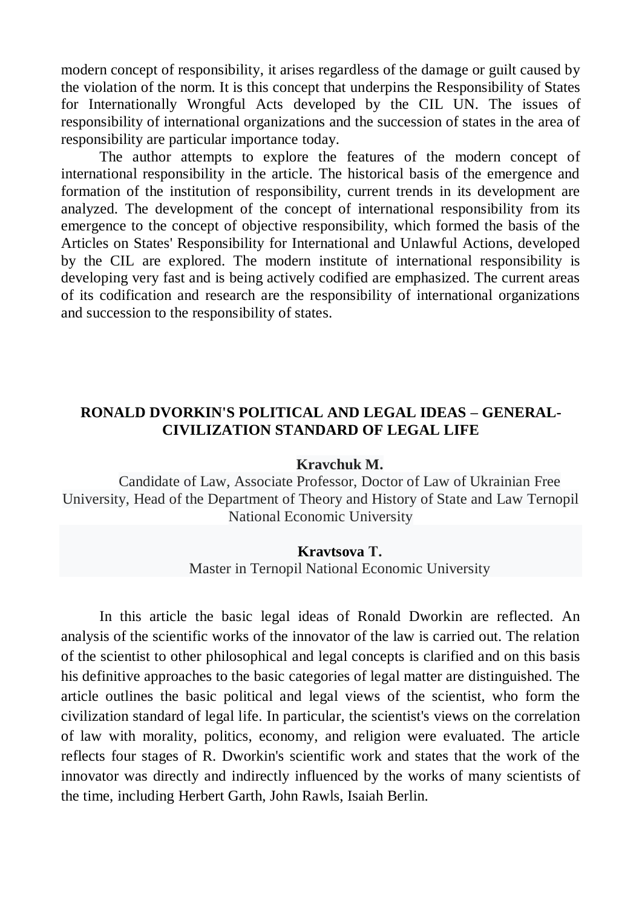modern concept of responsibility, it arises regardless of the damage or guilt caused by the violation of the norm. It is this concept that underpins the Responsibility of States for Internationally Wrongful Acts developed by the CIL UN. The issues of responsibility of international organizations and the succession of states in the area of responsibility are particular importance today.

The author attempts to explore the features of the modern concept of international responsibility in the article. The historical basis of the emergence and formation of the institution of responsibility, current trends in its development are analyzed. The development of the concept of international responsibility from its emergence to the concept of objective responsibility, which formed the basis of the Articles on States' Responsibility for International and Unlawful Actions, developed by the CIL are explored. The modern institute of international responsibility is developing very fast and is being actively codified are emphasized. The current areas of its codification and research are the responsibility of international organizations and succession to the responsibility of states.

## RONALD DVORKIN'S POLITICAL AND LEGAL IDEAS – GENERAL-CIVILIZATION STANDARD OF LEGAL LIFE

**Kravchuk M.**

Candidate of Law, Associate Professor, Doctor of Law of Ukrainian Free University, Head of the Department of Theory and History of State and Law Ternopil National Economic University

**Kravtsova T.**

Master in Ternopil National Economic University

In this article the basic legal ideas of Ronald Dworkin are reflected. An analysis of the scientific works of the innovator of the law is carried out. The relation of the scientist to other philosophical and legal concepts is clarified and on this basis his definitive approaches to the basic categories of legal matter are distinguished. The article outlines the basic political and legal views of the scientist, who form the civilization standard of legal life. In particular, the scientist's views on the correlation of law with morality, politics, economy, and religion were evaluated. The article reflects four stages of R. Dworkin's scientific work and states that the work of the innovator was directly and indirectly influenced by the works of many scientists of the time, including Herbert Garth, John Rawls, Isaiah Berlin.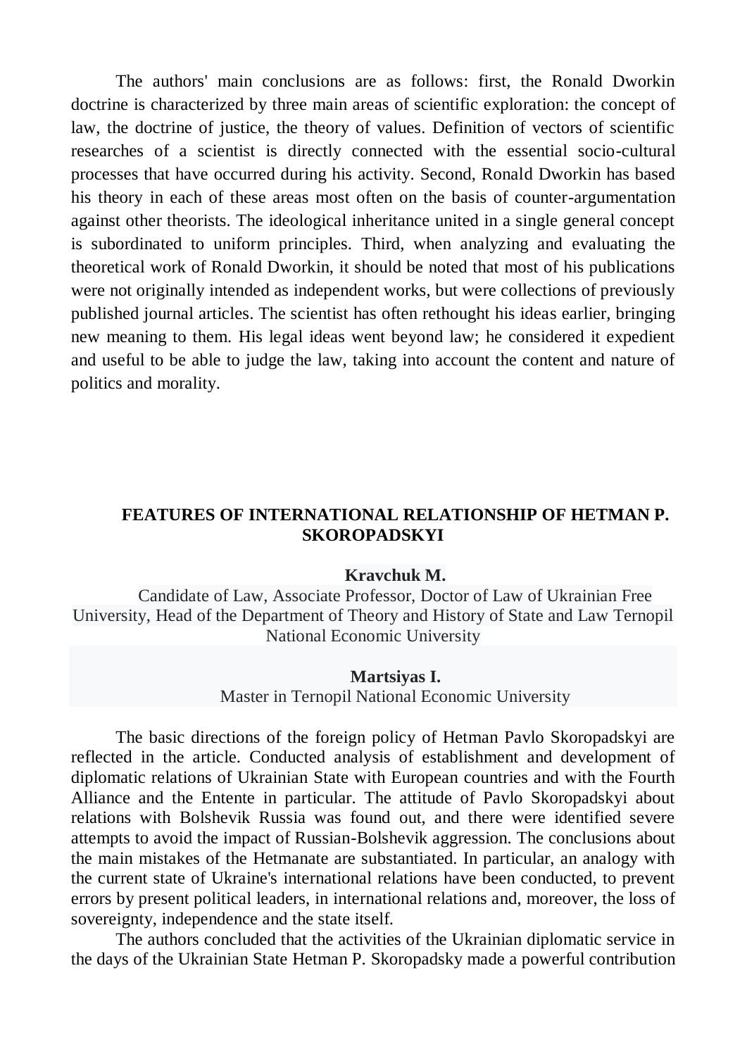The authors' main conclusions are as follows: first, the Ronald Dworkin doctrine is characterized by three main areas of scientific exploration: the concept of law, the doctrine of justice, the theory of values. Definition of vectors of scientific researches of a scientist is directly connected with the essential socio-cultural processes that have occurred during his activity. Second, Ronald Dworkin has based his theory in each of these areas most often on the basis of counter-argumentation against other theorists. The ideological inheritance united in a single general concept is subordinated to uniform principles. Third, when analyzing and evaluating the theoretical work of Ronald Dworkin, it should be noted that most of his publications were not originally intended as independent works, but were collections of previously published journal articles. The scientist has often rethought his ideas earlier, bringing new meaning to them. His legal ideas went beyond law; he considered it expedient and useful to be able to judge the law, taking into account the content and nature of politics and morality.

## FEATURES OF INTERNATIONAL RELATIONSHIP OF HETMAN P. SKOROPADSKYI

**Kravchuk M.**

Candidate of Law, Associate Professor, Doctor of Law of Ukrainian Free University, Head of the Department of Theory and History of State and Law Ternopil National Economic University

**Martsiyas I.**

Master in Ternopil National Economic University

The basic directions of the foreign policy of Hetman Pavlo Skoropadskyi are reflected in the article. Conducted analysis of establishment and development of diplomatic relations of Ukrainian State with European countries and with the Fourth Alliance and the Entente in particular. The attitude of Pavlo Skoropadskyi about relations with Bolshevik Russia was found out, and there were identified severe attempts to avoid the impact of Russian-Bolshevik aggression. The conclusions about the main mistakes of the Hetmanate are substantiated. In particular, an analogy with the current state of Ukraine's international relations have been conducted, to prevent errors by present political leaders, in international relations and, moreover, the loss of sovereignty, independence and the state itself.

The authors concluded that the activities of the Ukrainian diplomatic service in the days of the Ukrainian State Hetman P. Skoropadsky made a powerful contribution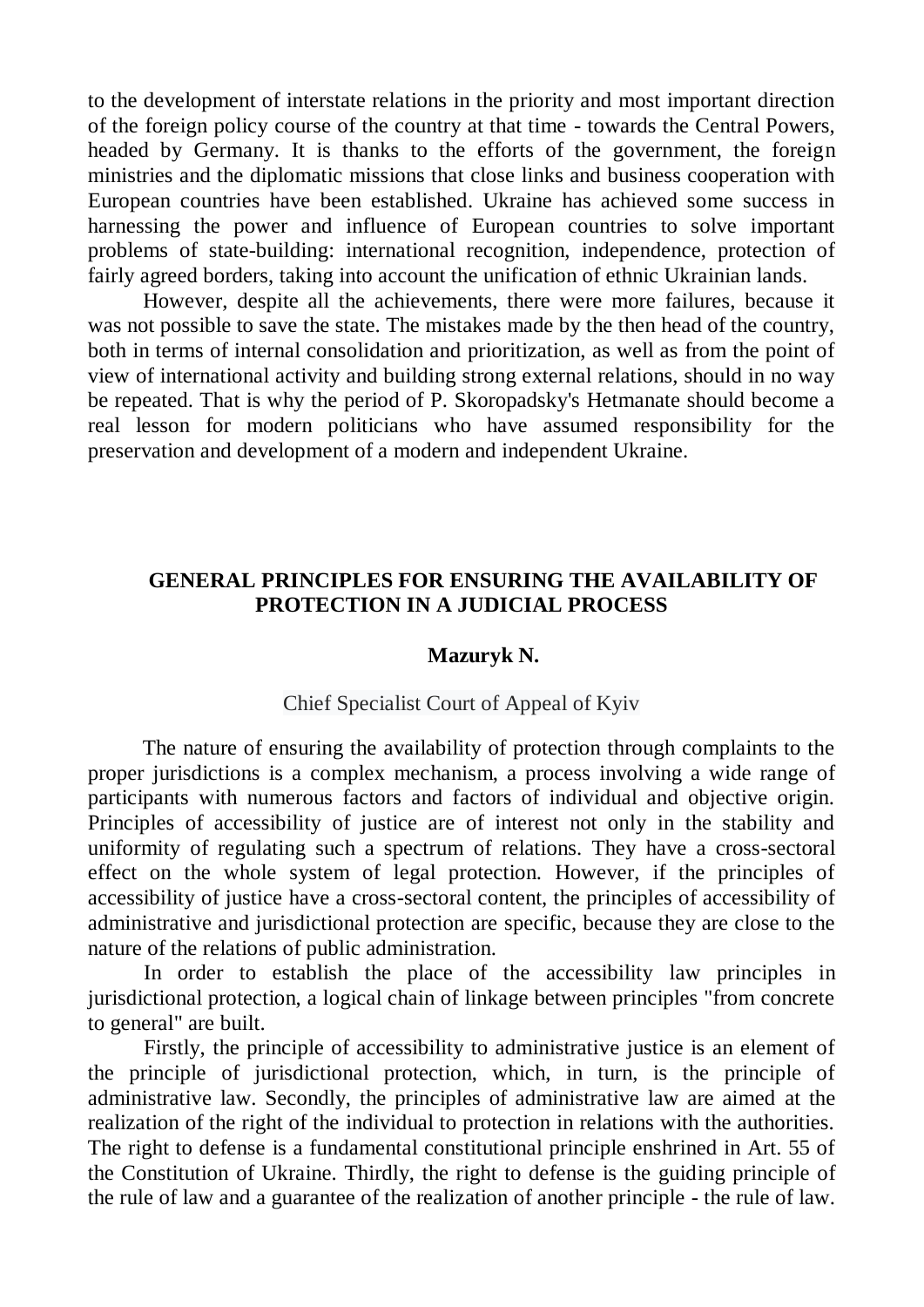to the development of interstate relations in the priority and most important direction of the foreign policy course of the country at that time - towards the Central Powers, headed by Germany. It is thanks to the efforts of the government, the foreign ministries and the diplomatic missions that close links and business cooperation with European countries have been established. Ukraine has achieved some success in harnessing the power and influence of European countries to solve important problems of state-building: international recognition, independence, protection of fairly agreed borders, taking into account the unification of ethnic Ukrainian lands.

However, despite all the achievements, there were more failures, because it was not possible to save the state. The mistakes made by the then head of the country, both in terms of internal consolidation and prioritization, as well as from the point of view of international activity and building strong external relations, should in no way be repeated. That is why the period of P. Skoropadsky's Hetmanate should become a real lesson for modern politicians who have assumed responsibility for the preservation and development of a modern and independent Ukraine.

## GENERAL PRINCIPLES FOR ENSURING THE AVAILABILITY OF PROTECTION IN A JUDICIAL PROCESS

**Mazuryk N.**

Chief Specialist Court of Appeal of Kyiv

The nature of ensuring the availability of protection through complaints to the proper jurisdictions is a complex mechanism, a process involving a wide range of participants with numerous factors and factors of individual and objective origin. Principles of accessibility of justice are of interest not only in the stability and uniformity of regulating such a spectrum of relations. They have a cross-sectoral effect on the whole system of legal protection. However, if the principles of accessibility of justice have a cross-sectoral content, the principles of accessibility of administrative and jurisdictional protection are specific, because they are close to the nature of the relations of public administration.

In order to establish the place of the accessibility law principles in jurisdictional protection, a logical chain of linkage between principles "from concrete to general" are built.

Firstly, the principle of accessibility to administrative justice is an element of the principle of jurisdictional protection, which, in turn, is the principle of administrative law. Secondly, the principles of administrative law are aimed at the realization of the right of the individual to protection in relations with the authorities. The right to defense is a fundamental constitutional principle enshrined in Art. 55 of the Constitution of Ukraine. Thirdly, the right to defense is the guiding principle of the rule of law and a guarantee of the realization of another principle - the rule of law.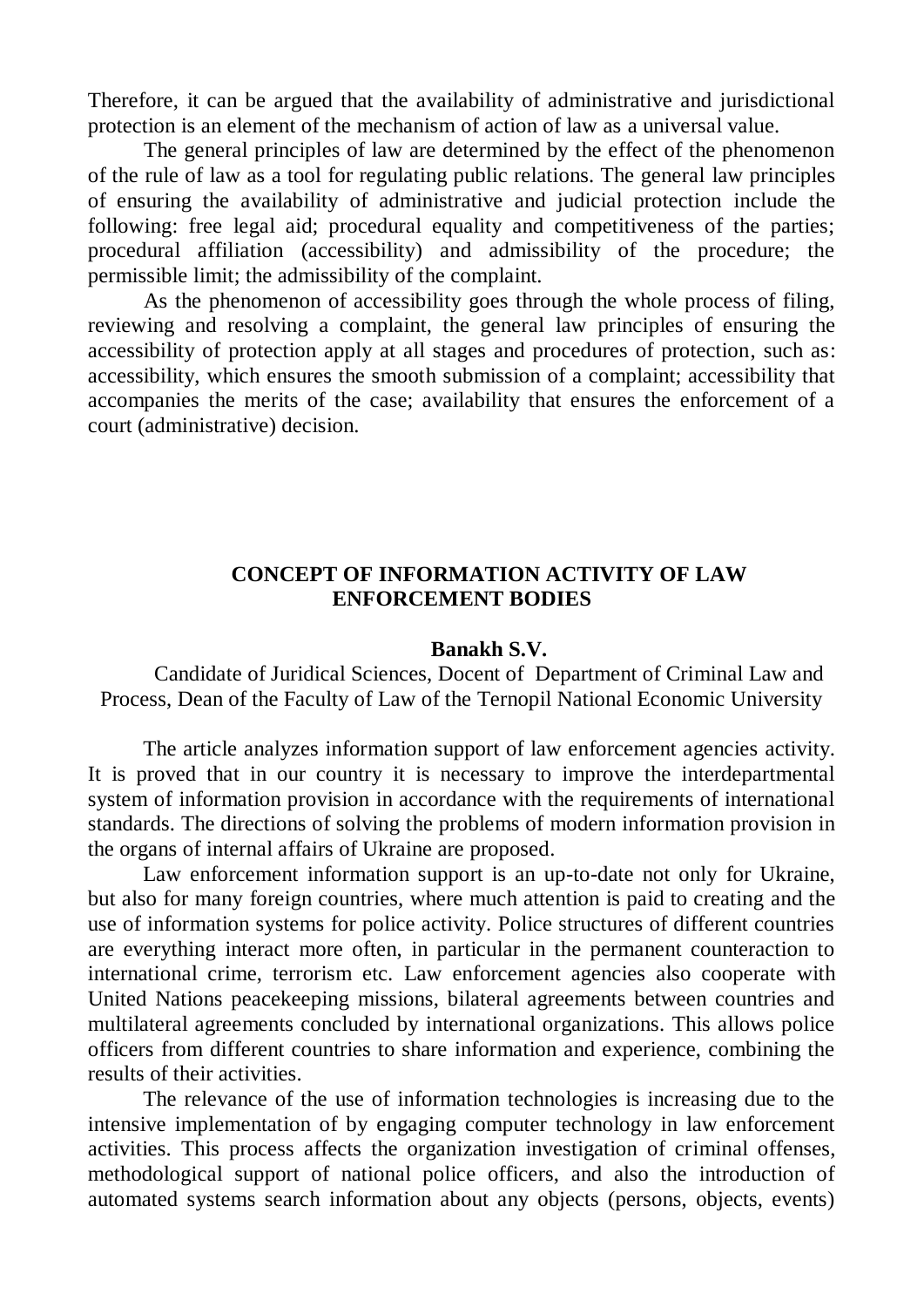Therefore, it can be argued that the availability of administrative and jurisdictional protection is an element of the mechanism of action of law as a universal value.

The general principles of law are determined by the effect of the phenomenon of the rule of law as a tool for regulating public relations. The general law principles of ensuring the availability of administrative and judicial protection include the following: free legal aid; procedural equality and competitiveness of the parties; procedural affiliation (accessibility) and admissibility of the procedure; the permissible limit; the admissibility of the complaint.

As the phenomenon of accessibility goes through the whole process of filing, reviewing and resolving a complaint, the general law principles of ensuring the accessibility of protection apply at all stages and procedures of protection, such as: accessibility, which ensures the smooth submission of a complaint; accessibility that accompanies the merits of the case; availability that ensures the enforcement of a court (administrative) decision.

## CONCEPT OF INFORMATION ACTIVITY OF LAW ENFORCEMENT BODIES

**Banakh S.V.**

Candidate of Juridical Sciences, Docent of Department of Criminal Law and Process, Dean of the Faculty of Law of the Ternopil National Economic University

The article analyzes information support of law enforcement agencies activity. It is proved that in our country it is necessary to improve the interdepartmental system of information provision in accordance with the requirements of international standards. The directions of solving the problems of modern information provision in the organs of internal affairs of Ukraine are proposed.

Law enforcement information support is an up-to-date not only for Ukraine, but also for many foreign countries, where much attention is paid to creating and the use of information systems for police activity. Police structures of different countries are everything interact more often, in particular in the permanent counteraction to international crime, terrorism etc. Law enforcement agencies also cooperate with United Nations peacekeeping missions, bilateral agreements between countries and multilateral agreements concluded by international organizations. This allows police officers from different countries to share information and experience, combining the results of their activities.

The relevance of the use of information technologies is increasing due to the intensive implementation of by engaging computer technology in law enforcement activities. This process affects the organization investigation of criminal offenses, methodological support of national police officers, and also the introduction of automated systems search information about any objects (persons, objects, events)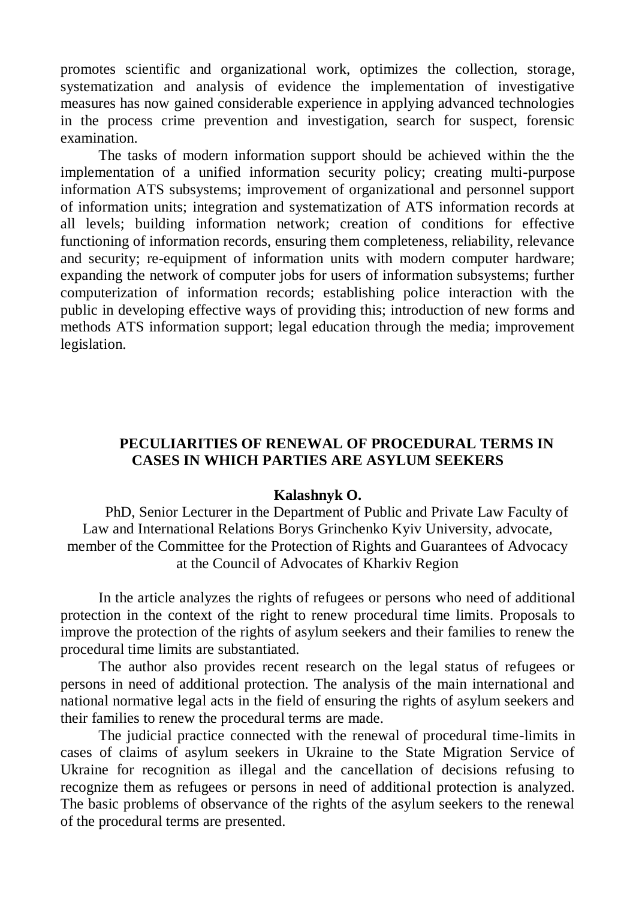promotes scientific and organizational work, optimizes the collection, storage, systematization and analysis of evidence the implementation of investigative measures has now gained considerable experience in applying advanced technologies in the process crime prevention and investigation, search for suspect, forensic examination.

The tasks of modern information support should be achieved within the the implementation of a unified information security policy; creating multi-purpose information ATS subsystems; improvement of organizational and personnel support of information units; integration and systematization of ATS information records at all levels; building information network; creation of conditions for effective functioning of information records, ensuring them completeness, reliability, relevance and security; re-equipment of information units with modern computer hardware; expanding the network of computer jobs for users of information subsystems; further computerization of information records; establishing police interaction with the public in developing effective ways of providing this; introduction of new forms and methods ATS information support; legal education through the media; improvement legislation.

## PECULIARITIES OF RENEWAL OF PROCEDURAL TERMS IN CASES IN WHICH PARTIES ARE ASYLUM SEEKERS

**Kalashnyk O.**

PhD, Senior Lecturer in the Department of Public and Private Law Faculty of Law and International Relations Borys Grinchenko Kyiv University, advocate, member of the Committee for the Protection of Rights and Guarantees of Advocacy at the Council of Advocates of Kharkiv Region

In the article analyzes the rights of refugees or persons who need of additional protection in the context of the right to renew procedural time limits. Proposals to improve the protection of the rights of asylum seekers and their families to renew the procedural time limits are substantiated.

The author also provides recent research on the legal status of refugees or persons in need of additional protection. The analysis of the main international and national normative legal acts in the field of ensuring the rights of asylum seekers and their families to renew the procedural terms are made.

The judicial practice connected with the renewal of procedural time-limits in cases of claims of asylum seekers in Ukraine to the State Migration Service of Ukraine for recognition as illegal and the cancellation of decisions refusing to recognize them as refugees or persons in need of additional protection is analyzed. The basic problems of observance of the rights of the asylum seekers to the renewal of the procedural terms are presented.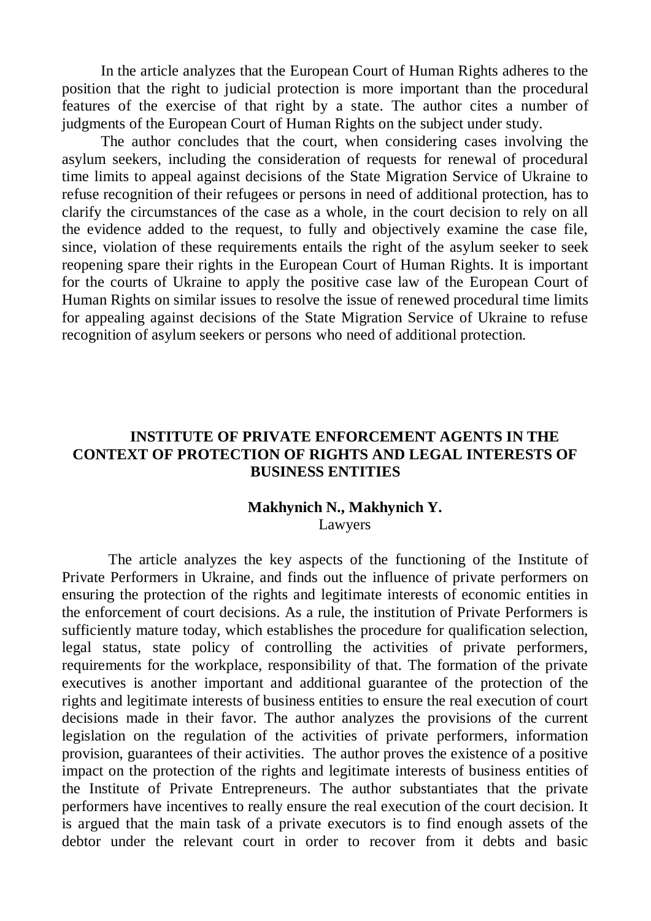In the article analyzes that the European Court of Human Rights adheres to the position that the right to judicial protection is more important than the procedural features of the exercise of that right by a state. The author cites a number of judgments of the European Court of Human Rights on the subject under study.

The author concludes that the court, when considering cases involving the asylum seekers, including the consideration of requests for renewal of procedural time limits to appeal against decisions of the State Migration Service of Ukraine to refuse recognition of their refugees or persons in need of additional protection, has to clarify the circumstances of the case as a whole, in the court decision to rely on all the evidence added to the request, to fully and objectively examine the case file, since, violation of these requirements entails the right of the asylum seeker to seek reopening spare their rights in the European Court of Human Rights. It is important for the courts of Ukraine to apply the positive case law of the European Court of Human Rights on similar issues to resolve the issue of renewed procedural time limits for appealing against decisions of the State Migration Service of Ukraine to refuse recognition of asylum seekers or persons who need of additional protection.

## INSTITUTE OF PRIVATE ENFORCEMENT AGENTS IN THE CONTEXT OF PROTECTION OF RIGHTS AND LEGAL INTERESTS OF BUSINESS ENTITIES

**Makhynich N., Makhynich Y.**
Lawyers

The article analyzes the key aspects of the functioning of the Institute of Private Performers in Ukraine, and finds out the influence of private performers on ensuring the protection of the rights and legitimate interests of economic entities in the enforcement of court decisions. As a rule, the institution of Private Performers is sufficiently mature today, which establishes the procedure for qualification selection, legal status, state policy of controlling the activities of private performers, requirements for the workplace, responsibility of that. The formation of the private executives is another important and additional guarantee of the protection of the rights and legitimate interests of business entities to ensure the real execution of court decisions made in their favor. The author analyzes the provisions of the current legislation on the regulation of the activities of private performers, information provision, guarantees of their activities. The author proves the existence of a positive impact on the protection of the rights and legitimate interests of business entities of the Institute of Private Entrepreneurs. The author substantiates that the private performers have incentives to really ensure the real execution of the court decision. It is argued that the main task of a private executors is to find enough assets of the debtor under the relevant court in order to recover from it debts and basic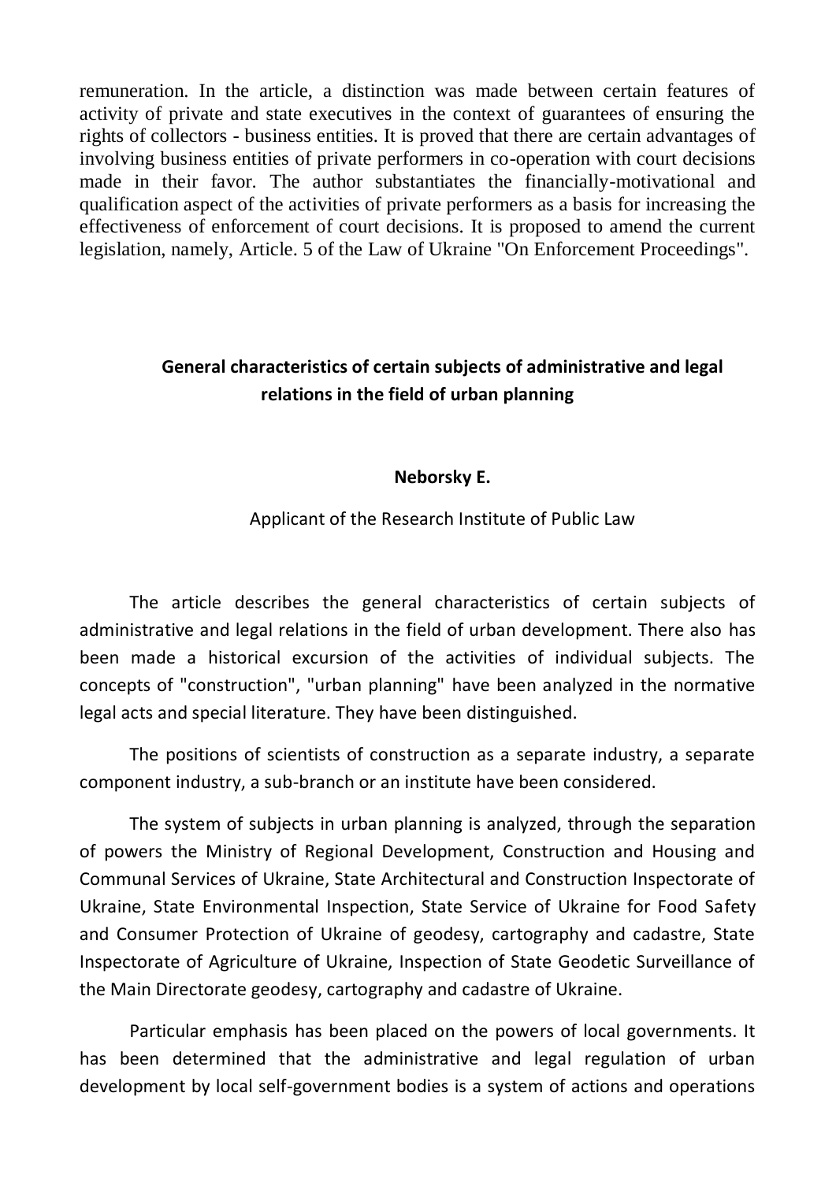remuneration. In the article, a distinction was made between certain features of activity of private and state executives in the context of guarantees of ensuring the rights of collectors - business entities. It is proved that there are certain advantages of involving business entities of private performers in co-operation with court decisions made in their favor. The author substantiates the financially-motivational and qualification aspect of the activities of private performers as a basis for increasing the effectiveness of enforcement of court decisions. It is proposed to amend the current legislation, namely, Article. 5 of the Law of Ukraine "On Enforcement Proceedings".

## General characteristics of certain subjects of administrative and legal relations in the field of urban planning

**Neborsky E.**

Applicant of the Research Institute of Public Law

The article describes the general characteristics of certain subjects of administrative and legal relations in the field of urban development. There also has been made a historical excursion of the activities of individual subjects. The concepts of "construction", "urban planning" have been analyzed in the normative legal acts and special literature. They have been distinguished.

The positions of scientists of construction as a separate industry, a separate component industry, a sub-branch or an institute have been considered.

The system of subjects in urban planning is analyzed, through the separation of powers the Ministry of Regional Development, Construction and Housing and Communal Services of Ukraine, State Architectural and Construction Inspectorate of Ukraine, State Environmental Inspection, State Service of Ukraine for Food Safety and Consumer Protection of Ukraine of geodesy, cartography and cadastre, State Inspectorate of Agriculture of Ukraine, Inspection of State Geodetic Surveillance of the Main Directorate geodesy, cartography and cadastre of Ukraine.

Particular emphasis has been placed on the powers of local governments. It has been determined that the administrative and legal regulation of urban development by local self-government bodies is a system of actions and operations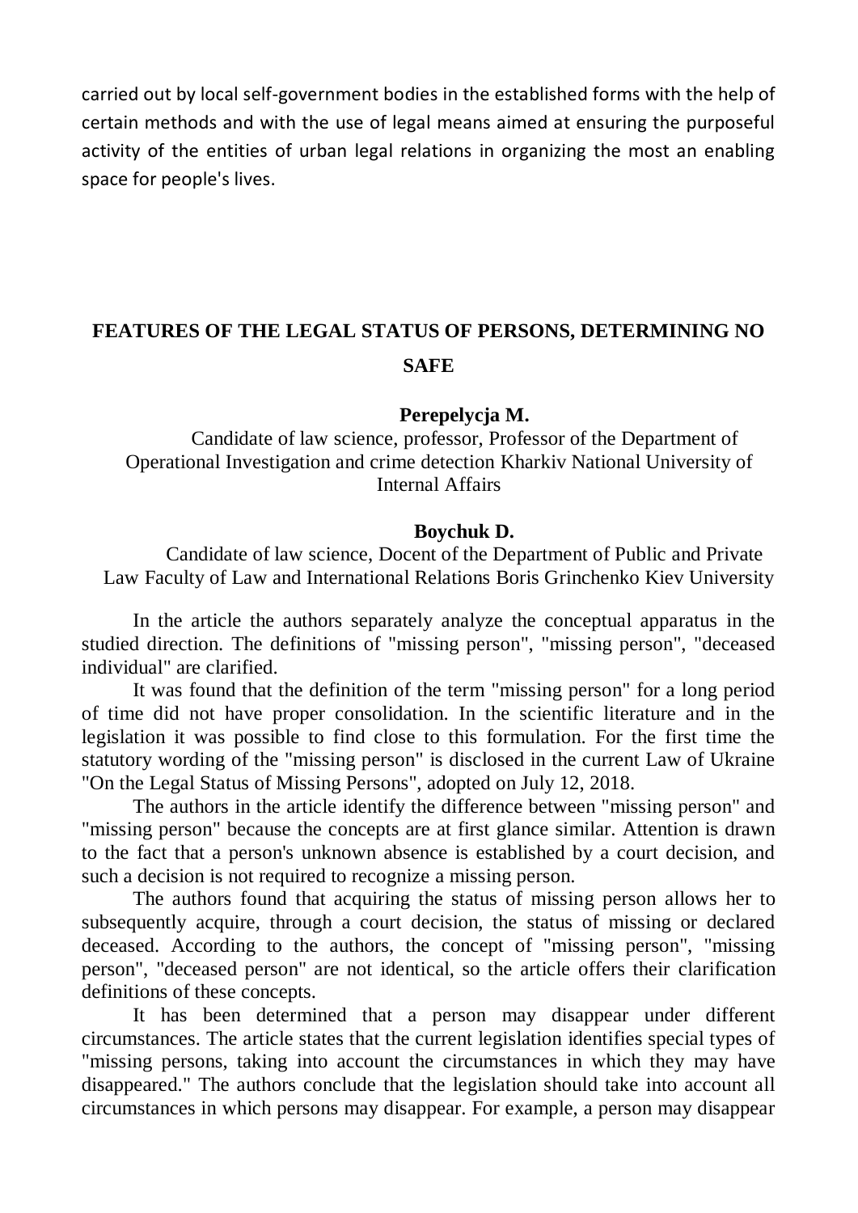carried out by local self-government bodies in the established forms with the help of certain methods and with the use of legal means aimed at ensuring the purposeful activity of the entities of urban legal relations in organizing the most an enabling space for people's lives.

## FEATURES OF THE LEGAL STATUS OF PERSONS, DETERMINING NO SAFE

**Perepelycja M.**

Candidate of law science, professor, Professor of the Department of Operational Investigation and crime detection Kharkiv National University of Internal Affairs

**Boychuk D.**

Candidate of law science, Docent of the Department of Public and Private Law Faculty of Law and International Relations Boris Grinchenko Kiev University

In the article the authors separately analyze the conceptual apparatus in the studied direction. The definitions of "missing person", "missing person", "deceased individual" are clarified.

It was found that the definition of the term "missing person" for a long period of time did not have proper consolidation. In the scientific literature and in the legislation it was possible to find close to this formulation. For the first time the statutory wording of the "missing person" is disclosed in the current Law of Ukraine "On the Legal Status of Missing Persons", adopted on July 12, 2018.

The authors in the article identify the difference between "missing person" and "missing person" because the concepts are at first glance similar. Attention is drawn to the fact that a person's unknown absence is established by a court decision, and such a decision is not required to recognize a missing person.

The authors found that acquiring the status of missing person allows her to subsequently acquire, through a court decision, the status of missing or declared deceased. According to the authors, the concept of "missing person", "missing person", "deceased person" are not identical, so the article offers their clarification definitions of these concepts.

It has been determined that a person may disappear under different circumstances. The article states that the current legislation identifies special types of "missing persons, taking into account the circumstances in which they may have disappeared." The authors conclude that the legislation should take into account all circumstances in which persons may disappear. For example, a person may disappear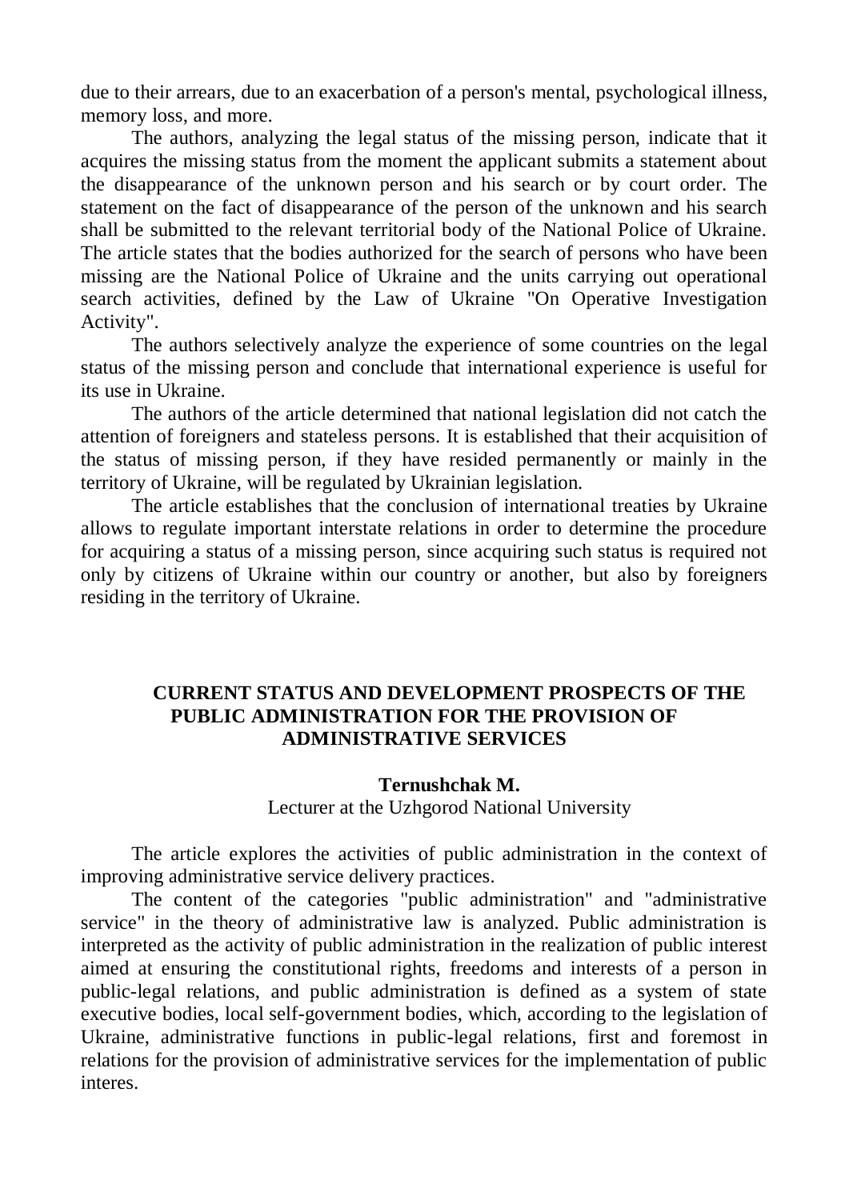due to their arrears, due to an exacerbation of a person's mental, psychological illness, memory loss, and more.

The authors, analyzing the legal status of the missing person, indicate that it acquires the missing status from the moment the applicant submits a statement about the disappearance of the unknown person and his search or by court order. The statement on the fact of disappearance of the person of the unknown and his search shall be submitted to the relevant territorial body of the National Police of Ukraine. The article states that the bodies authorized for the search of persons who have been missing are the National Police of Ukraine and the units carrying out operational search activities, defined by the Law of Ukraine "On Operative Investigation Activity".

The authors selectively analyze the experience of some countries on the legal status of the missing person and conclude that international experience is useful for its use in Ukraine.

The authors of the article determined that national legislation did not catch the attention of foreigners and stateless persons. It is established that their acquisition of the status of missing person, if they have resided permanently or mainly in the territory of Ukraine, will be regulated by Ukrainian legislation.

The article establishes that the conclusion of international treaties by Ukraine allows to regulate important interstate relations in order to determine the procedure for acquiring a status of a missing person, since acquiring such status is required not only by citizens of Ukraine within our country or another, but also by foreigners residing in the territory of Ukraine.

## CURRENT STATUS AND DEVELOPMENT PROSPECTS OF THE PUBLIC ADMINISTRATION FOR THE PROVISION OF ADMINISTRATIVE SERVICES

**Ternushchak M.**

Lecturer at the Uzhgorod National University

The article explores the activities of public administration in the context of improving administrative service delivery practices.

The content of the categories "public administration" and "administrative service" in the theory of administrative law is analyzed. Public administration is interpreted as the activity of public administration in the realization of public interest aimed at ensuring the constitutional rights, freedoms and interests of a person in public-legal relations, and public administration is defined as a system of state executive bodies, local self-government bodies, which, according to the legislation of Ukraine, administrative functions in public-legal relations, first and foremost in relations for the provision of administrative services for the implementation of public interes.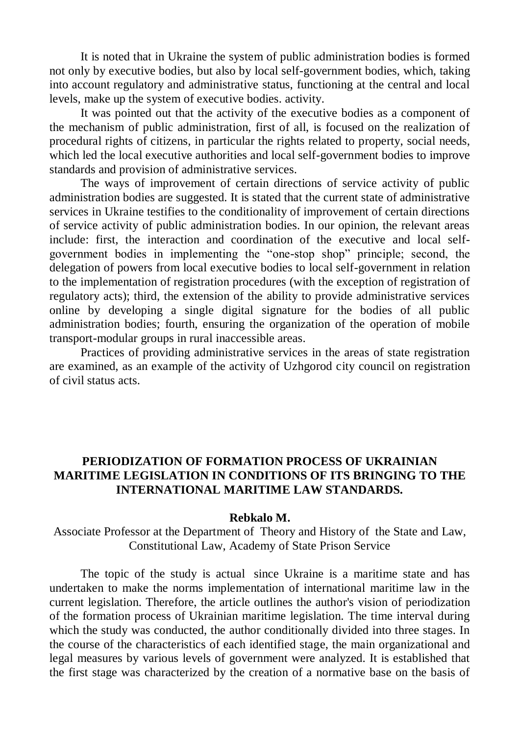It is noted that in Ukraine the system of public administration bodies is formed not only by executive bodies, but also by local self-government bodies, which, taking into account regulatory and administrative status, functioning at the central and local levels, make up the system of executive bodies. activity.

It was pointed out that the activity of the executive bodies as a component of the mechanism of public administration, first of all, is focused on the realization of procedural rights of citizens, in particular the rights related to property, social needs, which led the local executive authorities and local self-government bodies to improve standards and provision of administrative services.

The ways of improvement of certain directions of service activity of public administration bodies are suggested. It is stated that the current state of administrative services in Ukraine testifies to the conditionality of improvement of certain directions of service activity of public administration bodies. In our opinion, the relevant areas include: first, the interaction and coordination of the executive and local self-government bodies in implementing the "one-stop shop" principle; second, the delegation of powers from local executive bodies to local self-government in relation to the implementation of registration procedures (with the exception of registration of regulatory acts); third, the extension of the ability to provide administrative services online by developing a single digital signature for the bodies of all public administration bodies; fourth, ensuring the organization of the operation of mobile transport-modular groups in rural inaccessible areas.

Practices of providing administrative services in the areas of state registration are examined, as an example of the activity of Uzhgorod city council on registration of civil status acts.

## PERIODIZATION OF FORMATION PROCESS OF UKRAINIAN MARITIME LEGISLATION IN CONDITIONS OF ITS BRINGING TO THE INTERNATIONAL MARITIME LAW STANDARDS.

**Rebkalo M.**

Associate Professor at the Department of Theory and History of the State and Law, Constitutional Law, Academy of State Prison Service

The topic of the study is actual since Ukraine is a maritime state and has undertaken to make the norms implementation of international maritime law in the current legislation. Therefore, the article outlines the author's vision of periodization of the formation process of Ukrainian maritime legislation. The time interval during which the study was conducted, the author conditionally divided into three stages. In the course of the characteristics of each identified stage, the main organizational and legal measures by various levels of government were analyzed. It is established that the first stage was characterized by the creation of a normative base on the basis of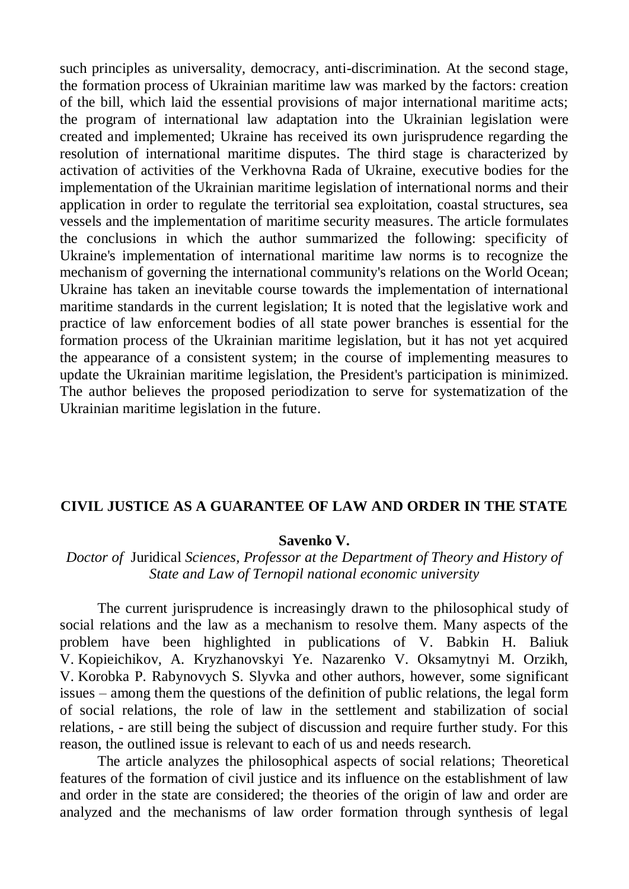such principles as universality, democracy, anti-discrimination. At the second stage, the formation process of Ukrainian maritime law was marked by the factors: creation of the bill, which laid the essential provisions of major international maritime acts; the program of international law adaptation into the Ukrainian legislation were created and implemented; Ukraine has received its own jurisprudence regarding the resolution of international maritime disputes. The third stage is characterized by activation of activities of the Verkhovna Rada of Ukraine, executive bodies for the implementation of the Ukrainian maritime legislation of international norms and their application in order to regulate the territorial sea exploitation, coastal structures, sea vessels and the implementation of maritime security measures. The article formulates the conclusions in which the author summarized the following: specificity of Ukraine's implementation of international maritime law norms is to recognize the mechanism of governing the international community's relations on the World Ocean; Ukraine has taken an inevitable course towards the implementation of international maritime standards in the current legislation; It is noted that the legislative work and practice of law enforcement bodies of all state power branches is essential for the formation process of the Ukrainian maritime legislation, but it has not yet acquired the appearance of a consistent system; in the course of implementing measures to update the Ukrainian maritime legislation, the President's participation is minimized. The author believes the proposed periodization to serve for systematization of the Ukrainian maritime legislation in the future.

## CIVIL JUSTICE AS A GUARANTEE OF LAW AND ORDER IN THE STATE

**Savenko V.**

*Doctor of* Juridical *Sciences, Professor at the Department of Theory and History of State and Law of Ternopil national economic university*

The current jurisprudence is increasingly drawn to the philosophical study of social relations and the law as a mechanism to resolve them. Many aspects of the problem have been highlighted in publications of V. Babkin H. Baliuk V. Kopieichikov, A. Kryzhanovskyi Ye. Nazarenko V. Oksamytnyi M. Orzikh, V. Korobka P. Rabynovych S. Slyvka and other authors, however, some significant issues – among them the questions of the definition of public relations, the legal form of social relations, the role of law in the settlement and stabilization of social relations, - are still being the subject of discussion and require further study. For this reason, the outlined issue is relevant to each of us and needs research.

The article analyzes the philosophical aspects of social relations; Theoretical features of the formation of civil justice and its influence on the establishment of law and order in the state are considered; the theories of the origin of law and order are analyzed and the mechanisms of law order formation through synthesis of legal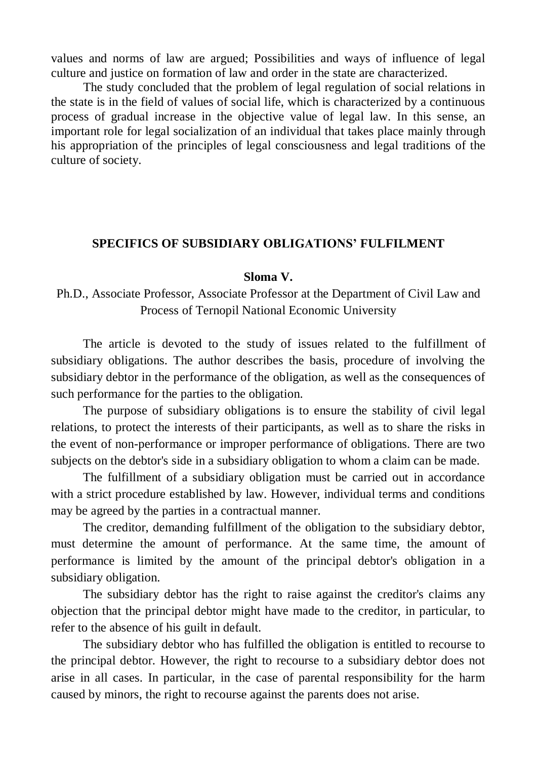values and norms of law are argued; Possibilities and ways of influence of legal culture and justice on formation of law and order in the state are characterized.

The study concluded that the problem of legal regulation of social relations in the state is in the field of values of social life, which is characterized by a continuous process of gradual increase in the objective value of legal law. In this sense, an important role for legal socialization of an individual that takes place mainly through his appropriation of the principles of legal consciousness and legal traditions of the culture of society.

## SPECIFICS OF SUBSIDIARY OBLIGATIONS' FULFILMENT

**Sloma V.**

Ph.D., Associate Professor, Associate Professor at the Department of Civil Law and Process of Ternopil National Economic University

The article is devoted to the study of issues related to the fulfillment of subsidiary obligations. The author describes the basis, procedure of involving the subsidiary debtor in the performance of the obligation, as well as the consequences of such performance for the parties to the obligation.

The purpose of subsidiary obligations is to ensure the stability of civil legal relations, to protect the interests of their participants, as well as to share the risks in the event of non-performance or improper performance of obligations. There are two subjects on the debtor's side in a subsidiary obligation to whom a claim can be made.

The fulfillment of a subsidiary obligation must be carried out in accordance with a strict procedure established by law. However, individual terms and conditions may be agreed by the parties in a contractual manner.

The creditor, demanding fulfillment of the obligation to the subsidiary debtor, must determine the amount of performance. At the same time, the amount of performance is limited by the amount of the principal debtor's obligation in a subsidiary obligation.

The subsidiary debtor has the right to raise against the creditor's claims any objection that the principal debtor might have made to the creditor, in particular, to refer to the absence of his guilt in default.

The subsidiary debtor who has fulfilled the obligation is entitled to recourse to the principal debtor. However, the right to recourse to a subsidiary debtor does not arise in all cases. In particular, in the case of parental responsibility for the harm caused by minors, the right to recourse against the parents does not arise.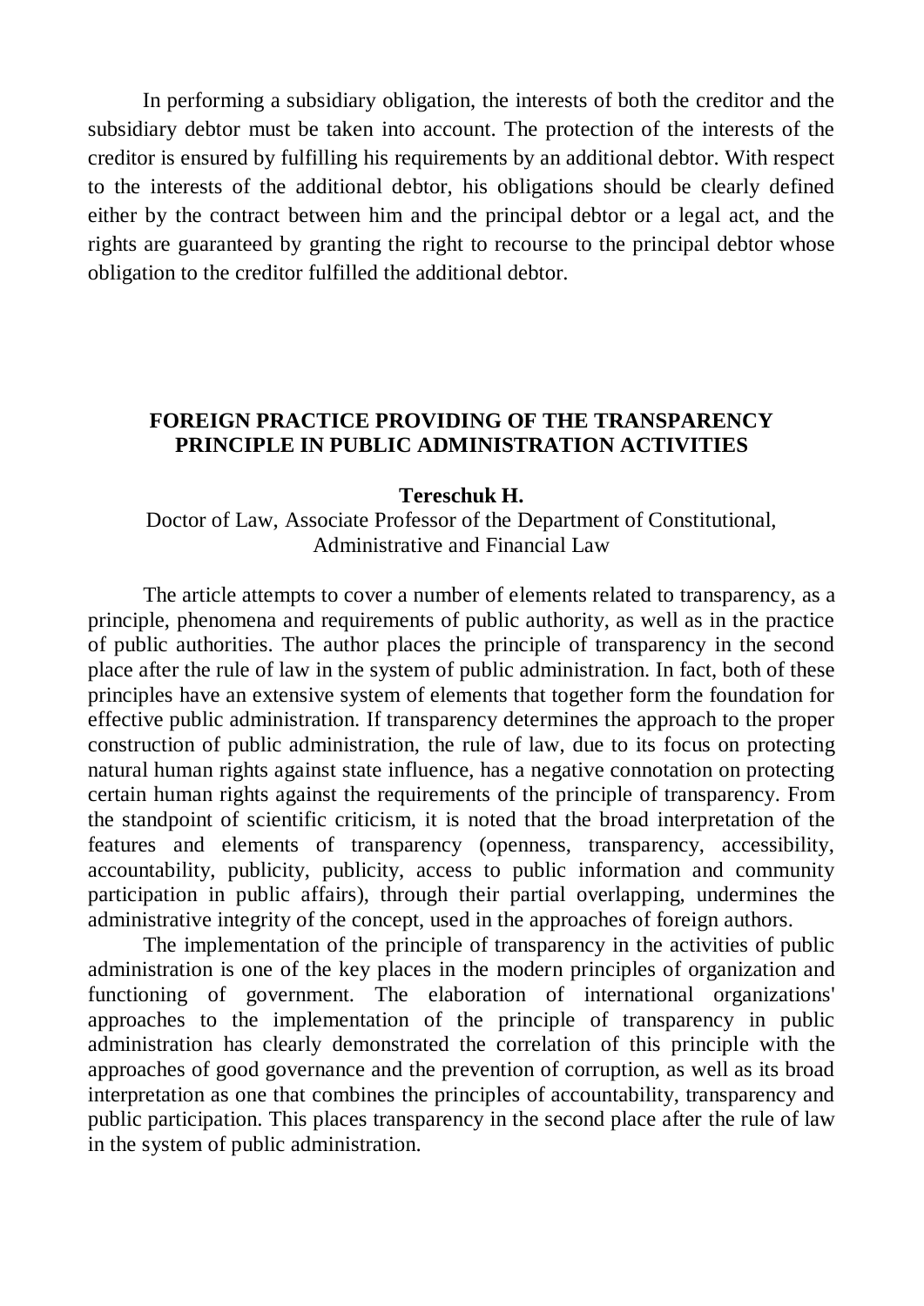In performing a subsidiary obligation, the interests of both the creditor and the subsidiary debtor must be taken into account. The protection of the interests of the creditor is ensured by fulfilling his requirements by an additional debtor. With respect to the interests of the additional debtor, his obligations should be clearly defined either by the contract between him and the principal debtor or a legal act, and the rights are guaranteed by granting the right to recourse to the principal debtor whose obligation to the creditor fulfilled the additional debtor.

## FOREIGN PRACTICE PROVIDING OF THE TRANSPARENCY PRINCIPLE IN PUBLIC ADMINISTRATION ACTIVITIES

**Tereschuk H.**

Doctor of Law, Associate Professor of the Department of Constitutional, Administrative and Financial Law

The article attempts to cover a number of elements related to transparency, as a principle, phenomena and requirements of public authority, as well as in the practice of public authorities. The author places the principle of transparency in the second place after the rule of law in the system of public administration. In fact, both of these principles have an extensive system of elements that together form the foundation for effective public administration. If transparency determines the approach to the proper construction of public administration, the rule of law, due to its focus on protecting natural human rights against state influence, has a negative connotation on protecting certain human rights against the requirements of the principle of transparency. From the standpoint of scientific criticism, it is noted that the broad interpretation of the features and elements of transparency (openness, transparency, accessibility, accountability, publicity, publicity, access to public information and community participation in public affairs), through their partial overlapping, undermines the administrative integrity of the concept, used in the approaches of foreign authors.

The implementation of the principle of transparency in the activities of public administration is one of the key places in the modern principles of organization and functioning of government. The elaboration of international organizations' approaches to the implementation of the principle of transparency in public administration has clearly demonstrated the correlation of this principle with the approaches of good governance and the prevention of corruption, as well as its broad interpretation as one that combines the principles of accountability, transparency and public participation. This places transparency in the second place after the rule of law in the system of public administration.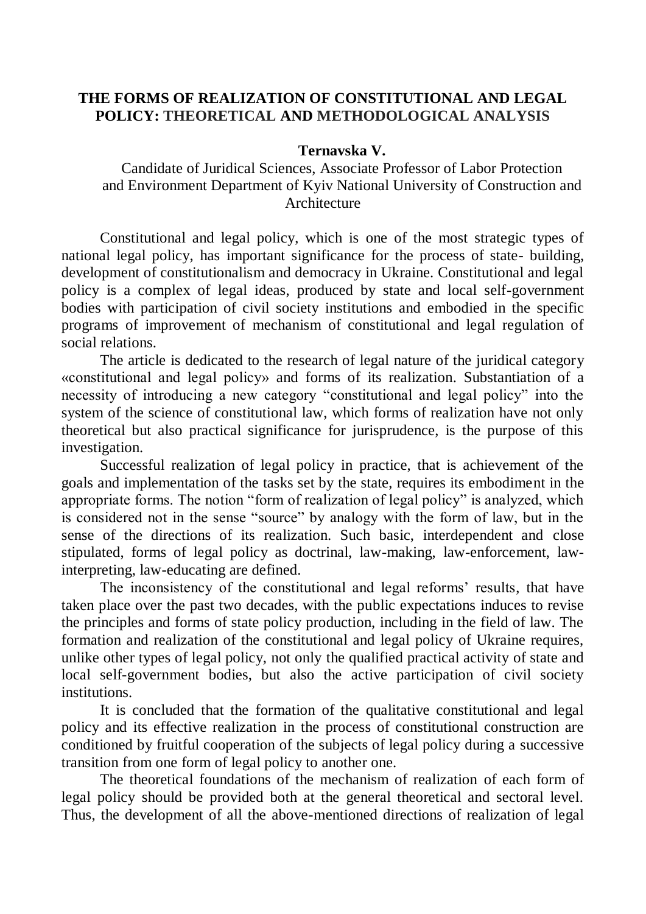## THE FORMS OF REALIZATION OF CONSTITUTIONAL AND LEGAL POLICY: THEORETICAL AND METHODOLOGICAL ANALYSIS

**Ternavska V.**

Candidate of Juridical Sciences, Associate Professor of Labor Protection and Environment Department of Kyiv National University of Construction and Architecture

Constitutional and legal policy, which is one of the most strategic types of national legal policy, has important significance for the process of state- building, development of constitutionalism and democracy in Ukraine. Constitutional and legal policy is a complex of legal ideas, produced by state and local self-government bodies with participation of civil society institutions and embodied in the specific programs of improvement of mechanism of constitutional and legal regulation of social relations.

The article is dedicated to the research of legal nature of the juridical category «constitutional and legal policy» and forms of its realization. Substantiation of a necessity of introducing a new category "constitutional and legal policy" into the system of the science of constitutional law, which forms of realization have not only theoretical but also practical significance for jurisprudence, is the purpose of this investigation.

Successful realization of legal policy in practice, that is achievement of the goals and implementation of the tasks set by the state, requires its embodiment in the appropriate forms. The notion "form of realization of legal policy" is analyzed, which is considered not in the sense "source" by analogy with the form of law, but in the sense of the directions of its realization. Such basic, interdependent and close stipulated, forms of legal policy as doctrinal, law-making, law-enforcement, law-interpreting, law-educating are defined.

The inconsistency of the constitutional and legal reforms' results, that have taken place over the past two decades, with the public expectations induces to revise the principles and forms of state policy production, including in the field of law. The formation and realization of the constitutional and legal policy of Ukraine requires, unlike other types of legal policy, not only the qualified practical activity of state and local self-government bodies, but also the active participation of civil society institutions.

It is concluded that the formation of the qualitative constitutional and legal policy and its effective realization in the process of constitutional construction are conditioned by fruitful cooperation of the subjects of legal policy during a successive transition from one form of legal policy to another one.

The theoretical foundations of the mechanism of realization of each form of legal policy should be provided both at the general theoretical and sectoral level. Thus, the development of all the above-mentioned directions of realization of legal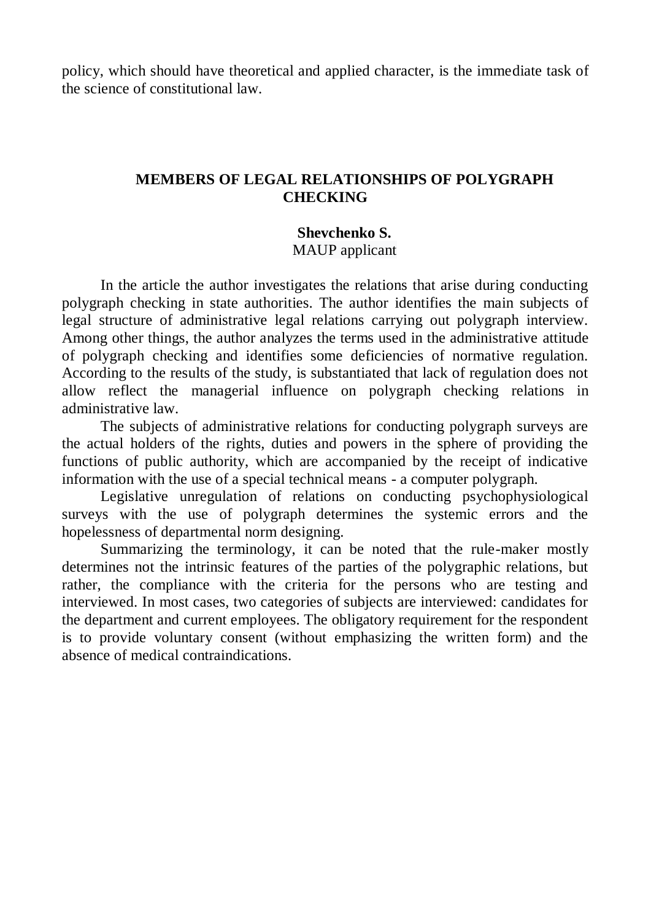policy, which should have theoretical and applied character, is the immediate task of the science of constitutional law.

## MEMBERS OF LEGAL RELATIONSHIPS OF POLYGRAPH CHECKING

**Shevchenko S.**
MAUP applicant

In the article the author investigates the relations that arise during conducting polygraph checking in state authorities. The author identifies the main subjects of legal structure of administrative legal relations carrying out polygraph interview. Among other things, the author analyzes the terms used in the administrative attitude of polygraph checking and identifies some deficiencies of normative regulation. According to the results of the study, is substantiated that lack of regulation does not allow reflect the managerial influence on polygraph checking relations in administrative law.

The subjects of administrative relations for conducting polygraph surveys are the actual holders of the rights, duties and powers in the sphere of providing the functions of public authority, which are accompanied by the receipt of indicative information with the use of a special technical means - a computer polygraph.

Legislative unregulation of relations on conducting psychophysiological surveys with the use of polygraph determines the systemic errors and the hopelessness of departmental norm designing.

Summarizing the terminology, it can be noted that the rule-maker mostly determines not the intrinsic features of the parties of the polygraphic relations, but rather, the compliance with the criteria for the persons who are testing and interviewed. In most cases, two categories of subjects are interviewed: candidates for the department and current employees. The obligatory requirement for the respondent is to provide voluntary consent (without emphasizing the written form) and the absence of medical contraindications.